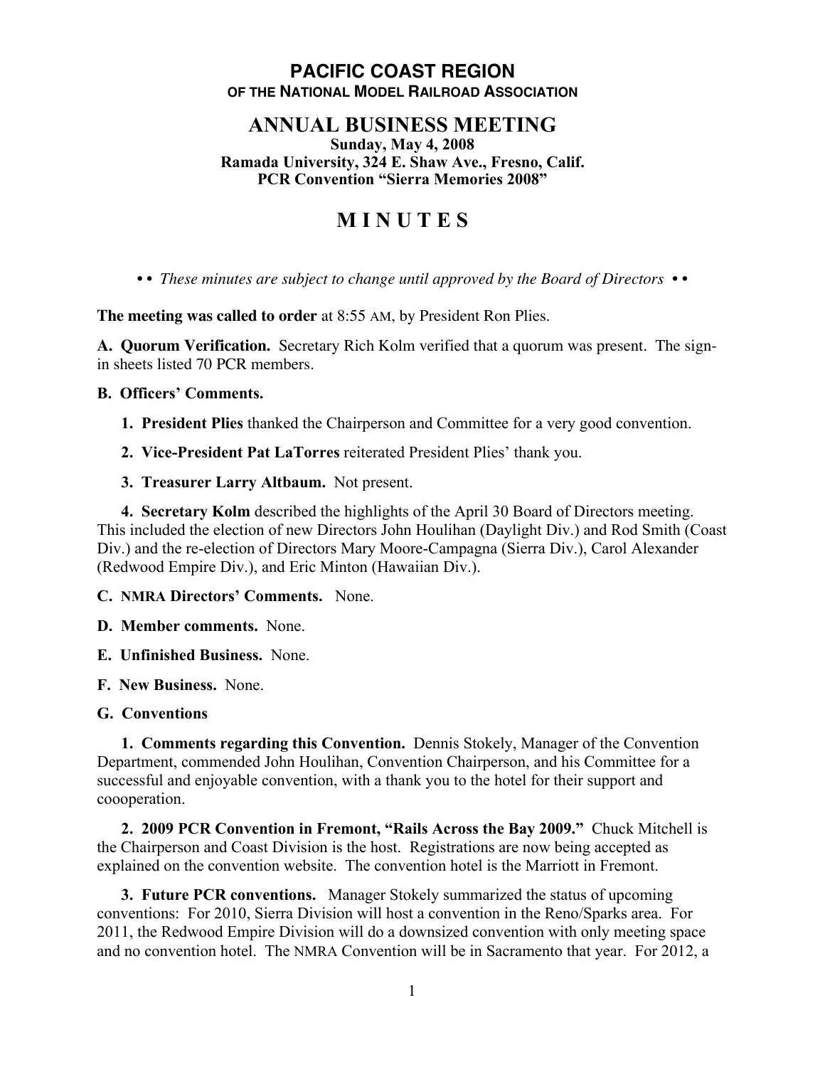# PACIFIC COAST REGION

## OF THE NATIONAL MODEL RAILROAD ASSOCIATION

## ANNUAL BUSINESS MEETING

**Sunday, May 4, 2008**
**Ramada University, 324 E. Shaw Ave., Fresno, Calif.**
**PCR Convention "Sierra Memories 2008"**

# M I N U T E S

• • *These minutes are subject to change until approved by the Board of Directors* • •

**The meeting was called to order** at 8:55 AM, by President Ron Plies.

**A. Quorum Verification.** Secretary Rich Kolm verified that a quorum was present. The sign-in sheets listed 70 PCR members.

**B. Officers' Comments.**

**1. President Plies** thanked the Chairperson and Committee for a very good convention.

**2. Vice-President Pat LaTorres** reiterated President Plies' thank you.

**3. Treasurer Larry Altbaum.** Not present.

**4. Secretary Kolm** described the highlights of the April 30 Board of Directors meeting. This included the election of new Directors John Houlihan (Daylight Div.) and Rod Smith (Coast Div.) and the re-election of Directors Mary Moore-Campagna (Sierra Div.), Carol Alexander (Redwood Empire Div.), and Eric Minton (Hawaiian Div.).

**C. NMRA Directors' Comments.** None.

**D. Member comments.** None.

**E. Unfinished Business.** None.

**F. New Business.** None.

**G. Conventions**

**1. Comments regarding this Convention.** Dennis Stokely, Manager of the Convention Department, commended John Houlihan, Convention Chairperson, and his Committee for a successful and enjoyable convention, with a thank you to the hotel for their support and coooperation.

**2. 2009 PCR Convention in Fremont, "Rails Across the Bay 2009."** Chuck Mitchell is the Chairperson and Coast Division is the host. Registrations are now being accepted as explained on the convention website. The convention hotel is the Marriott in Fremont.

**3. Future PCR conventions.** Manager Stokely summarized the status of upcoming conventions: For 2010, Sierra Division will host a convention in the Reno/Sparks area. For 2011, the Redwood Empire Division will do a downsized convention with only meeting space and no convention hotel. The NMRA Convention will be in Sacramento that year. For 2012, a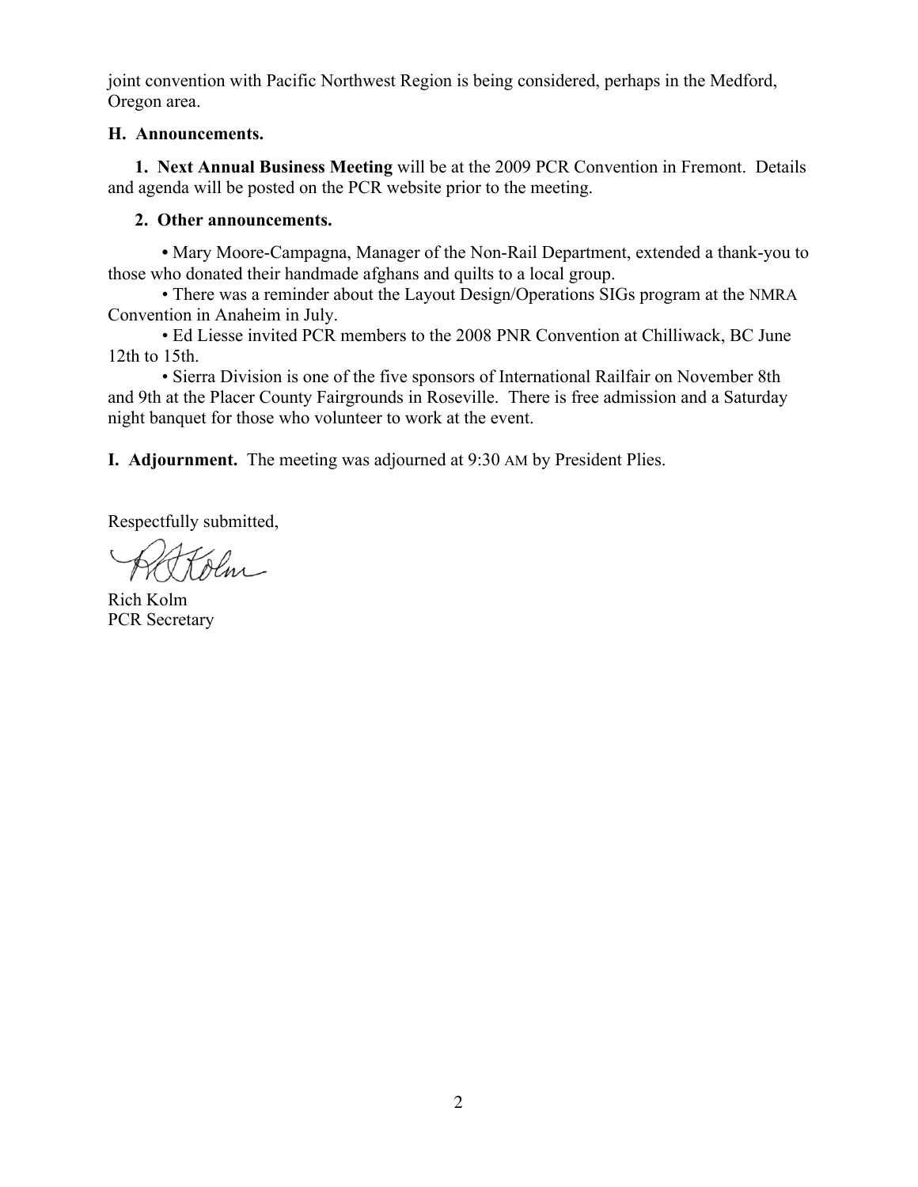joint convention with Pacific Northwest Region is being considered, perhaps in the Medford, Oregon area.

**H. Announcements.**

**1. Next Annual Business Meeting** will be at the 2009 PCR Convention in Fremont. Details and agenda will be posted on the PCR website prior to the meeting.

**2. Other announcements.**

• Mary Moore-Campagna, Manager of the Non-Rail Department, extended a thank-you to those who donated their handmade afghans and quilts to a local group.

• There was a reminder about the Layout Design/Operations SIGs program at the NMRA Convention in Anaheim in July.

• Ed Liesse invited PCR members to the 2008 PNR Convention at Chilliwack, BC June 12th to 15th.

• Sierra Division is one of the five sponsors of International Railfair on November 8th and 9th at the Placer County Fairgrounds in Roseville. There is free admission and a Saturday night banquet for those who volunteer to work at the event.

**I. Adjournment.** The meeting was adjourned at 9:30 AM by President Plies.

Respectfully submitted,

Rich Kolm
PCR Secretary